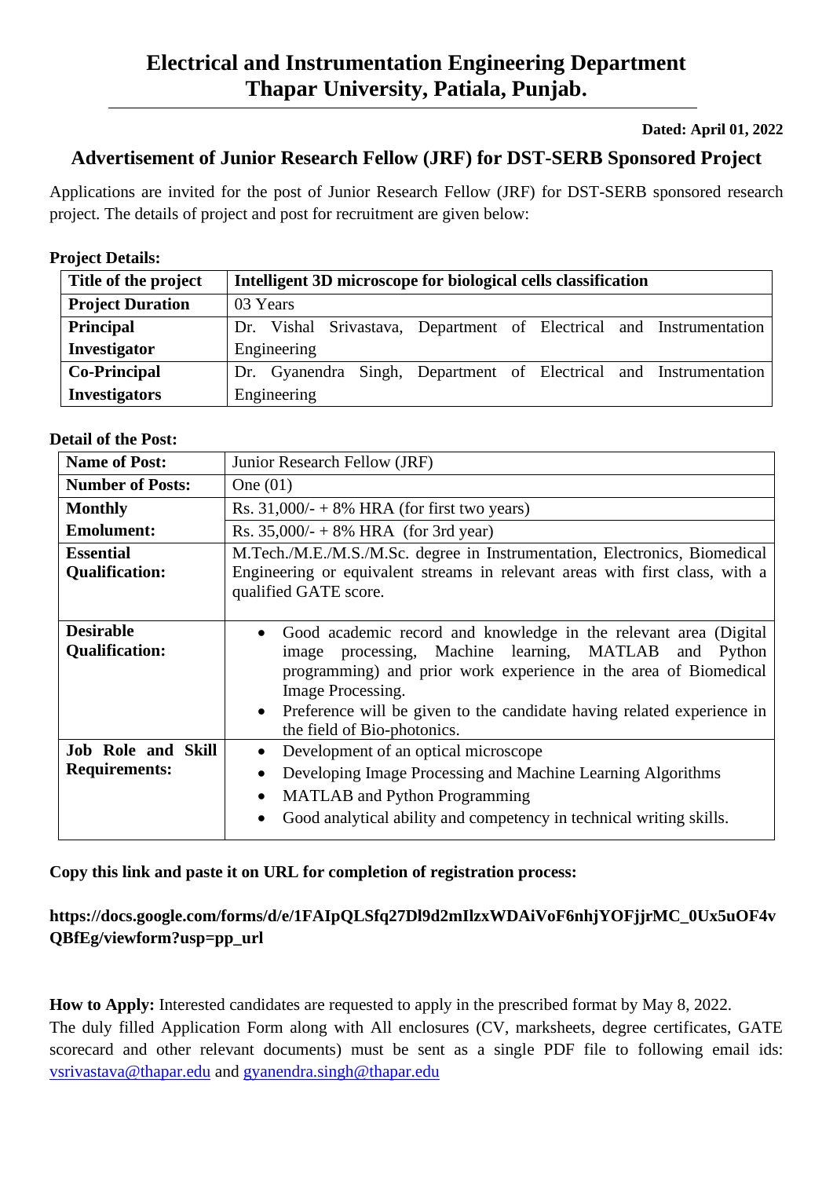# Electrical and Instrumentation Engineering Department
# Thapar University, Patiala, Punjab.

**Dated: April 01, 2022**

## Advertisement of Junior Research Fellow (JRF) for DST-SERB Sponsored Project

Applications are invited for the post of Junior Research Fellow (JRF) for DST-SERB sponsored research project. The details of project and post for recruitment are given below:

**Project Details:**

| **Title of the project** | **Intelligent 3D microscope for biological cells classification** |
|---|---|
| **Project Duration** | 03 Years |
| **Principal Investigator** | Dr. Vishal Srivastava, Department of Electrical and Instrumentation Engineering |
| **Co-Principal Investigators** | Dr. Gyanendra Singh, Department of Electrical and Instrumentation Engineering |

**Detail of the Post:**

| **Name of Post:** | Junior Research Fellow (JRF) |
|---|---|
| **Number of Posts:** | One (01) |
| **Monthly Emolument:** | Rs. 31,000/- + 8% HRA (for first two years)<br>Rs. 35,000/- + 8% HRA (for 3rd year) |
| **Essential Qualification:** | M.Tech./M.E./M.S./M.Sc. degree in Instrumentation, Electronics, Biomedical Engineering or equivalent streams in relevant areas with first class, with a qualified GATE score. |
| **Desirable Qualification:** | • Good academic record and knowledge in the relevant area (Digital image processing, Machine learning, MATLAB and Python programming) and prior work experience in the area of Biomedical Image Processing.<br>• Preference will be given to the candidate having related experience in the field of Bio-photonics. |
| **Job Role and Skill Requirements:** | • Development of an optical microscope<br>• Developing Image Processing and Machine Learning Algorithms<br>• MATLAB and Python Programming<br>• Good analytical ability and competency in technical writing skills. |

**Copy this link and paste it on URL for completion of registration process:**

**https://docs.google.com/forms/d/e/1FAIpQLSfq27Dl9d2mIlzxWDAiVoF6nhjYOFjjrMC_0Ux5uOF4vQBfEg/viewform?usp=pp_url**

**How to Apply:** Interested candidates are requested to apply in the prescribed format by May 8, 2022.
The duly filled Application Form along with All enclosures (CV, marksheets, degree certificates, GATE scorecard and other relevant documents) must be sent as a single PDF file to following email ids: vsrivastava@thapar.edu and gyanendra.singh@thapar.edu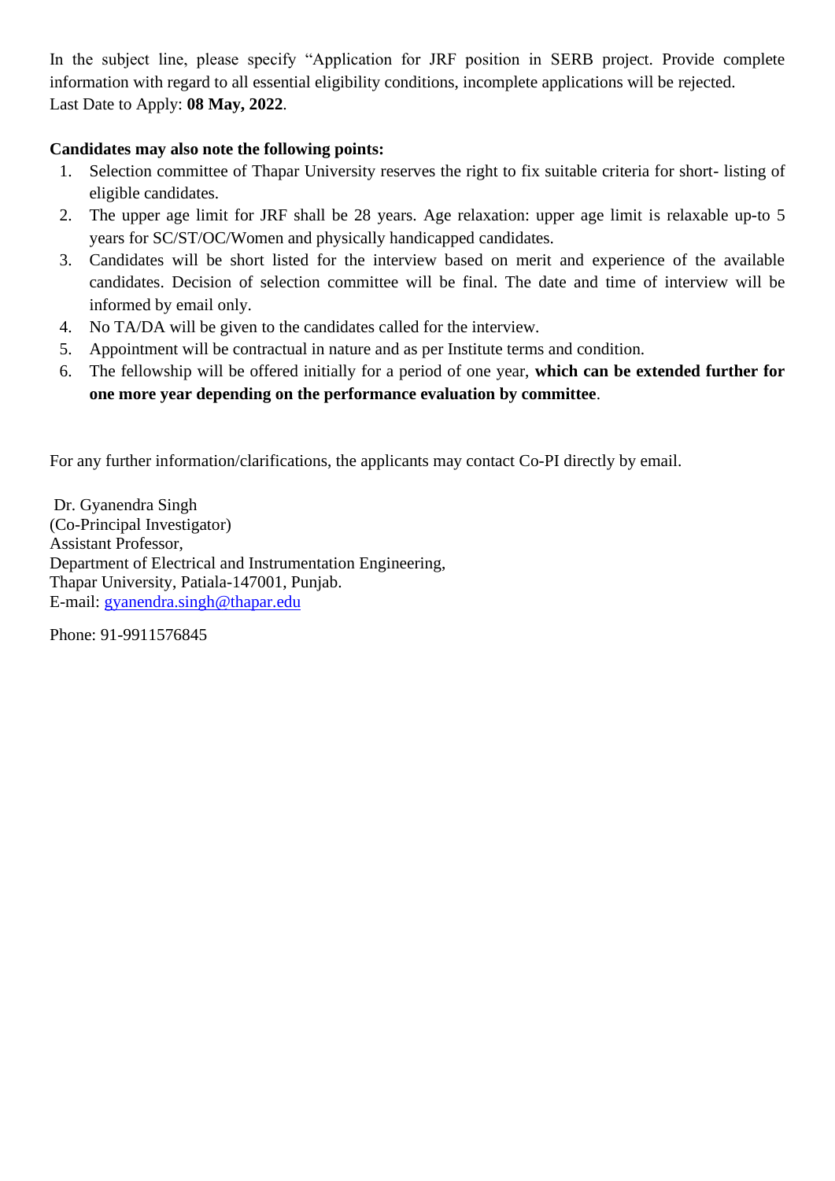In the subject line, please specify "Application for JRF position in SERB project. Provide complete information with regard to all essential eligibility conditions, incomplete applications will be rejected.
Last Date to Apply: **08 May, 2022**.

**Candidates may also note the following points:**

1. Selection committee of Thapar University reserves the right to fix suitable criteria for short- listing of eligible candidates.
2. The upper age limit for JRF shall be 28 years. Age relaxation: upper age limit is relaxable up-to 5 years for SC/ST/OC/Women and physically handicapped candidates.
3. Candidates will be short listed for the interview based on merit and experience of the available candidates. Decision of selection committee will be final. The date and time of interview will be informed by email only.
4. No TA/DA will be given to the candidates called for the interview.
5. Appointment will be contractual in nature and as per Institute terms and condition.
6. The fellowship will be offered initially for a period of one year, **which can be extended further for one more year depending on the performance evaluation by committee**.

For any further information/clarifications, the applicants may contact Co-PI directly by email.

Dr. Gyanendra Singh
(Co-Principal Investigator)
Assistant Professor,
Department of Electrical and Instrumentation Engineering,
Thapar University, Patiala-147001, Punjab.
E-mail: gyanendra.singh@thapar.edu

Phone: 91-9911576845